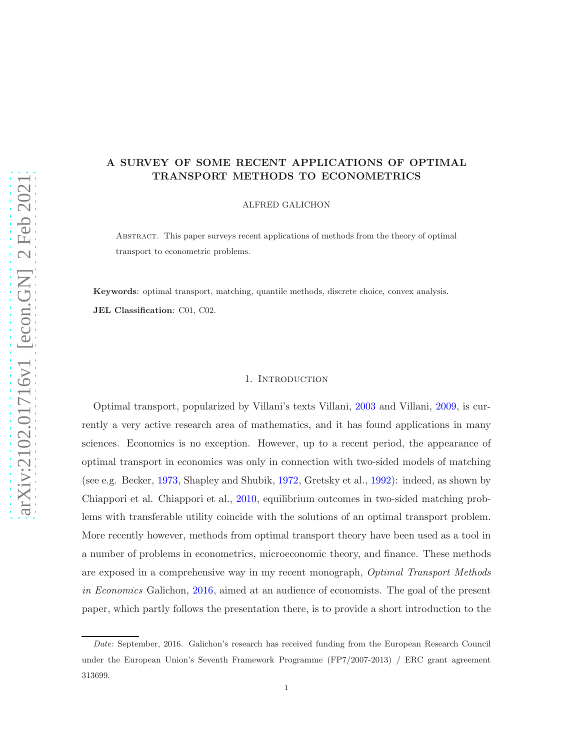# A SURVEY OF SOME RECENT APPLICATIONS OF OPTIMAL TRANSPORT METHODS TO ECONOMETRICS

ALFRED GALICHON

Abstract. This paper surveys recent applications of methods from the theory of optimal transport to econometric problems.

**Keywords**: optimal transport, matching, quantile methods, discrete choice, convex analysis.

**JEL Classification**: C01, C02.

## 1. Introduction

Optimal transport, popularized by Villani's texts Villani, 2003 and Villani, 2009, is currently a very active research area of mathematics, and it has found applications in many sciences. Economics is no exception. However, up to a recent period, the appearance of optimal transport in economics was only in connection with two-sided models of matching (see e.g. Becker, 1973, Shapley and Shubik, 1972, Gretsky et al., 1992): indeed, as shown by Chiappori et al. Chiappori et al., 2010, equilibrium outcomes in two-sided matching problems with transferable utility coincide with the solutions of an optimal transport problem. More recently however, methods from optimal transport theory have been used as a tool in a number of problems in econometrics, microeconomic theory, and finance. These methods are exposed in a comprehensive way in my recent monograph, *Optimal Transport Methods in Economics* Galichon, 2016, aimed at an audience of economists. The goal of the present paper, which partly follows the presentation there, is to provide a short introduction to the

*Date*: September, 2016. Galichon's research has received funding from the European Research Council under the European Union's Seventh Framework Programme (FP7/2007-2013) / ERC grant agreement 313699.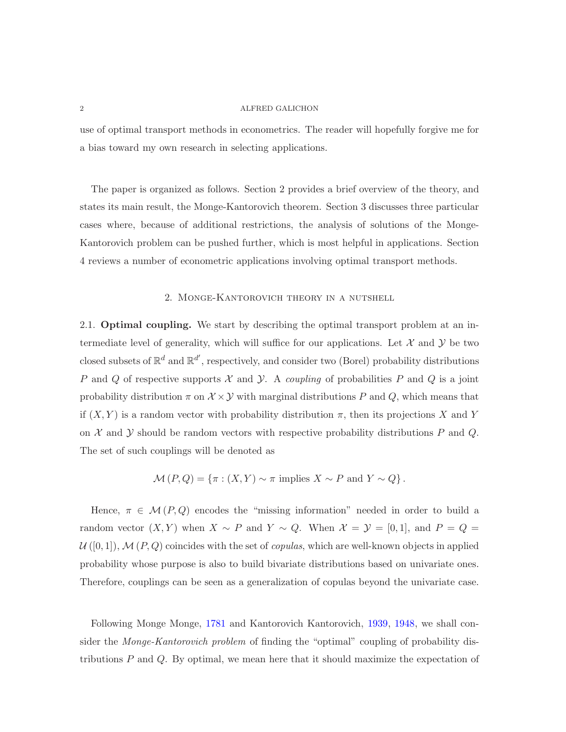use of optimal transport methods in econometrics. The reader will hopefully forgive me for a bias toward my own research in selecting applications.

The paper is organized as follows. Section 2 provides a brief overview of the theory, and states its main result, the Monge-Kantorovich theorem. Section 3 discusses three particular cases where, because of additional restrictions, the analysis of solutions of the Monge-Kantorovich problem can be pushed further, which is most helpful in applications. Section 4 reviews a number of econometric applications involving optimal transport methods.

## 2. Monge-Kantorovich theory in a nutshell

2.1. **Optimal coupling.** We start by describing the optimal transport problem at an intermediate level of generality, which will suffice for our applications. Let $\mathcal{X}$ and $\mathcal{Y}$ be two closed subsets of $\mathbb{R}^d$ and $\mathbb{R}^{d'}$, respectively, and consider two (Borel) probability distributions $P$ and $Q$ of respective supports $\mathcal{X}$ and $\mathcal{Y}$. A *coupling* of probabilities $P$ and $Q$ is a joint probability distribution $\pi$ on $\mathcal{X} \times \mathcal{Y}$ with marginal distributions $P$ and $Q$, which means that if $(X, Y)$ is a random vector with probability distribution $\pi$, then its projections $X$ and $Y$ on $\mathcal{X}$ and $\mathcal{Y}$ should be random vectors with respective probability distributions $P$ and $Q$. The set of such couplings will be denoted as

$$\mathcal{M}(P,Q) = \{\pi : (X,Y) \sim \pi \text{ implies } X \sim P \text{ and } Y \sim Q\}.$$

Hence, $\pi \in \mathcal{M}(P,Q)$ encodes the "missing information" needed in order to build a random vector $(X,Y)$ when $X \sim P$ and $Y \sim Q$. When $\mathcal{X} = \mathcal{Y} = [0,1]$, and $P = Q = \mathcal{U}([0,1])$, $\mathcal{M}(P,Q)$ coincides with the set of *copulas*, which are well-known objects in applied probability whose purpose is also to build bivariate distributions based on univariate ones. Therefore, couplings can be seen as a generalization of copulas beyond the univariate case.

Following Monge Monge, 1781 and Kantorovich Kantorovich, 1939, 1948, we shall consider the *Monge-Kantorovich problem* of finding the "optimal" coupling of probability distributions $P$ and $Q$. By optimal, we mean here that it should maximize the expectation of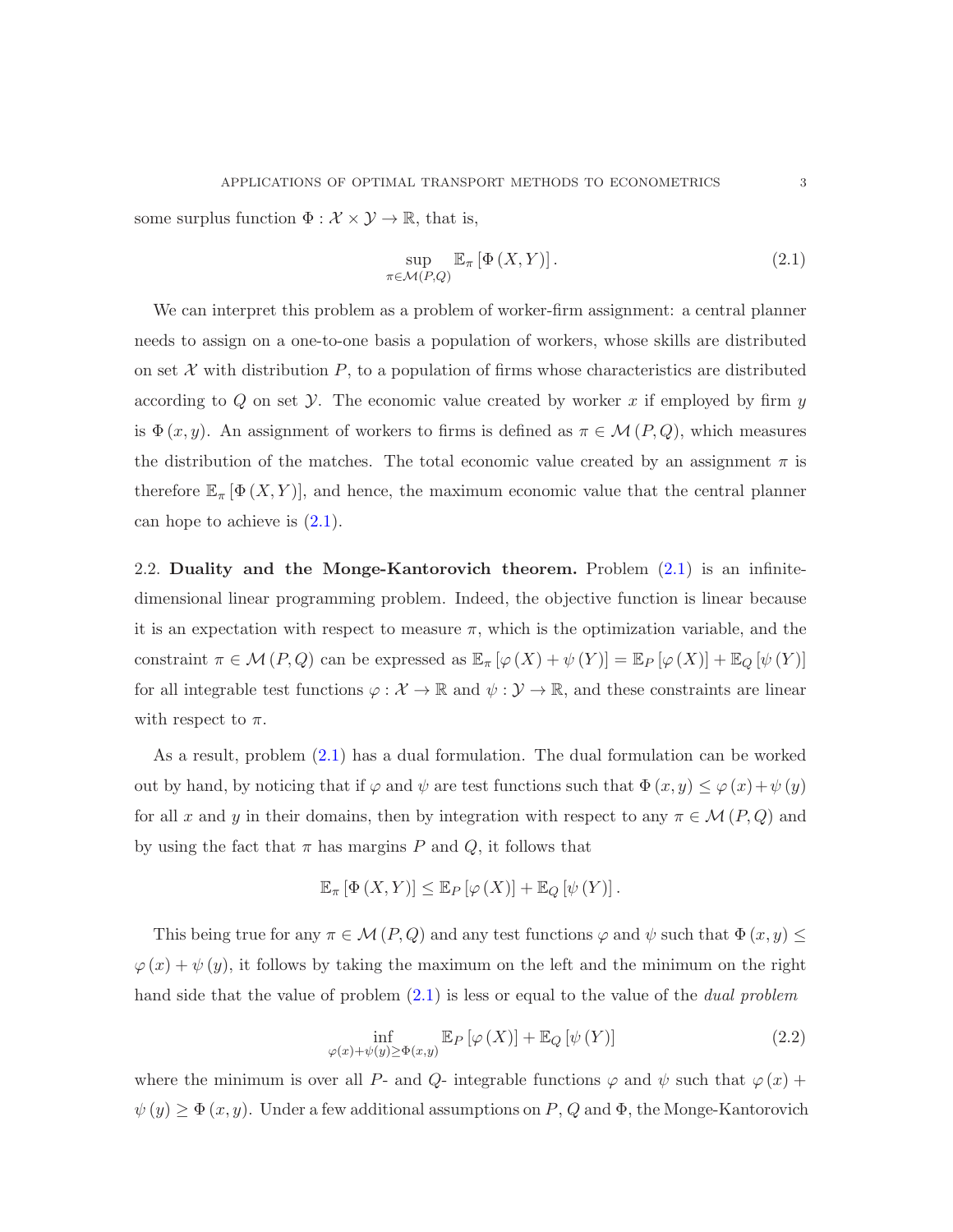some surplus function $\Phi : \mathcal{X} \times \mathcal{Y} \to \mathbb{R}$, that is,

$$\sup_{\pi \in \mathcal{M}(P,Q)} \mathbb{E}_{\pi} \left[ \Phi \left( X, Y \right) \right]. \tag{2.1}$$

We can interpret this problem as a problem of worker-firm assignment: a central planner needs to assign on a one-to-one basis a population of workers, whose skills are distributed on set $\mathcal{X}$ with distribution $P$, to a population of firms whose characteristics are distributed according to $Q$ on set $\mathcal{Y}$. The economic value created by worker $x$ if employed by firm $y$ is $\Phi(x, y)$. An assignment of workers to firms is defined as $\pi \in \mathcal{M}(P, Q)$, which measures the distribution of the matches. The total economic value created by an assignment $\pi$ is therefore $\mathbb{E}_{\pi} [\Phi (X, Y)]$, and hence, the maximum economic value that the central planner can hope to achieve is (2.1).

2.2. **Duality and the Monge-Kantorovich theorem.** Problem (2.1) is an infinite-dimensional linear programming problem. Indeed, the objective function is linear because it is an expectation with respect to measure $\pi$, which is the optimization variable, and the constraint $\pi \in \mathcal{M}(P, Q)$ can be expressed as $\mathbb{E}_{\pi} [\varphi (X) + \psi (Y)] = \mathbb{E}_{P} [\varphi (X)] + \mathbb{E}_{Q} [\psi (Y)]$ for all integrable test functions $\varphi : \mathcal{X} \to \mathbb{R}$ and $\psi : \mathcal{Y} \to \mathbb{R}$, and these constraints are linear with respect to $\pi$.

As a result, problem (2.1) has a dual formulation. The dual formulation can be worked out by hand, by noticing that if $\varphi$ and $\psi$ are test functions such that $\Phi(x, y) \leq \varphi(x) + \psi(y)$ for all $x$ and $y$ in their domains, then by integration with respect to any $\pi \in \mathcal{M}(P, Q)$ and by using the fact that $\pi$ has margins $P$ and $Q$, it follows that

$$\mathbb{E}_{\pi} \left[ \Phi \left( X, Y \right) \right] \leq \mathbb{E}_{P} \left[ \varphi \left( X \right) \right] + \mathbb{E}_{Q} \left[ \psi \left( Y \right) \right].$$

This being true for any $\pi \in \mathcal{M}(P, Q)$ and any test functions $\varphi$ and $\psi$ such that $\Phi(x, y) \leq \varphi(x) + \psi(y)$, it follows by taking the maximum on the left and the minimum on the right hand side that the value of problem (2.1) is less or equal to the value of the *dual problem*

$$\inf_{\varphi(x) + \psi(y) \geq \Phi(x,y)} \mathbb{E}_{P} \left[ \varphi \left( X \right) \right] + \mathbb{E}_{Q} \left[ \psi \left( Y \right) \right] \tag{2.2}$$

where the minimum is over all $P$- and $Q$- integrable functions $\varphi$ and $\psi$ such that $\varphi(x) + \psi(y) \geq \Phi(x, y)$. Under a few additional assumptions on $P$, $Q$ and $\Phi$, the Monge-Kantorovich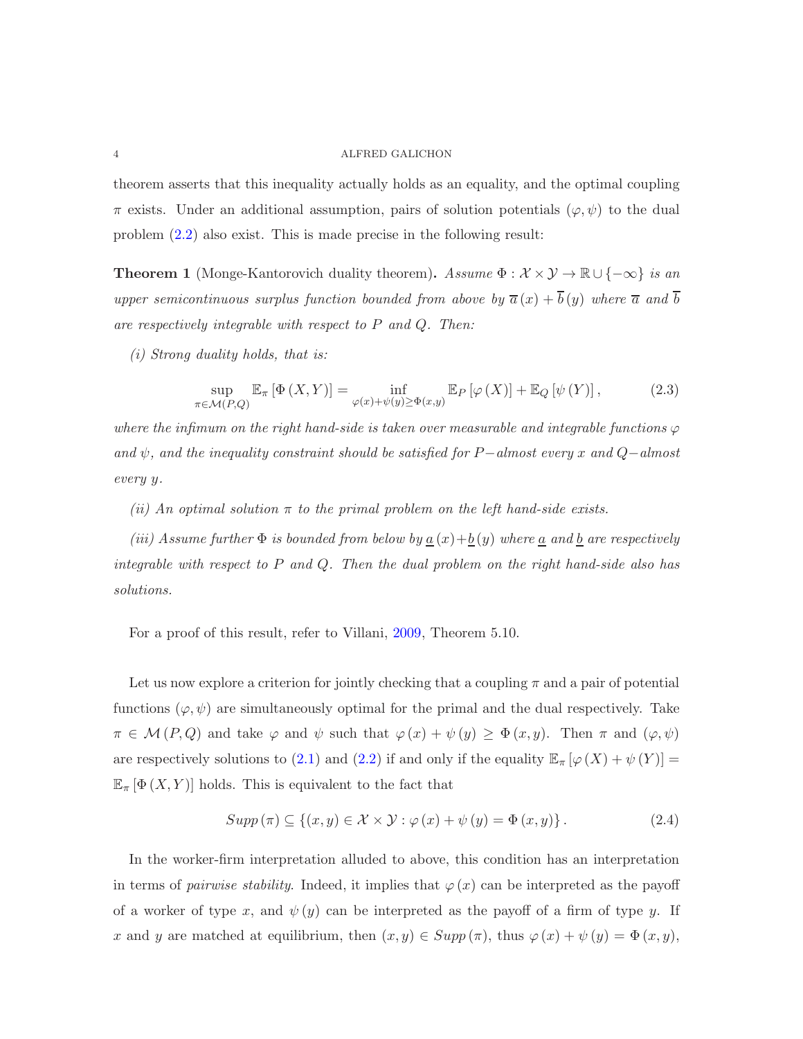theorem asserts that this inequality actually holds as an equality, and the optimal coupling $\pi$ exists. Under an additional assumption, pairs of solution potentials $(\varphi, \psi)$ to the dual problem (2.2) also exist. This is made precise in the following result:

**Theorem 1** (Monge-Kantorovich duality theorem)**.** *Assume $\Phi : \mathcal{X} \times \mathcal{Y} \to \mathbb{R} \cup \{-\infty\}$ is an upper semicontinuous surplus function bounded from above by $\overline{a}(x) + \overline{b}(y)$ where $\overline{a}$ and $\overline{b}$ are respectively integrable with respect to $P$ and $Q$. Then:*

*(i) Strong duality holds, that is:*

$$\sup_{\pi \in \mathcal{M}(P,Q)} \mathbb{E}_\pi [\Phi(X, Y)] = \inf_{\varphi(x)+\psi(y) \geq \Phi(x,y)} \mathbb{E}_P [\varphi(X)] + \mathbb{E}_Q [\psi(Y)], \tag{2.3}$$

*where the infimum on the right hand-side is taken over measurable and integrable functions $\varphi$ and $\psi$, and the inequality constraint should be satisfied for $P-$almost every $x$ and $Q-$almost every $y$.*

*(ii) An optimal solution $\pi$ to the primal problem on the left hand-side exists.*

*(iii) Assume further $\Phi$ is bounded from below by $\underline{a}(x)+\underline{b}(y)$ where $\underline{a}$ and $\underline{b}$ are respectively integrable with respect to $P$ and $Q$. Then the dual problem on the right hand-side also has solutions.*

For a proof of this result, refer to Villani, 2009, Theorem 5.10.

Let us now explore a criterion for jointly checking that a coupling $\pi$ and a pair of potential functions $(\varphi, \psi)$ are simultaneously optimal for the primal and the dual respectively. Take $\pi \in \mathcal{M}(P, Q)$ and take $\varphi$ and $\psi$ such that $\varphi(x) + \psi(y) \geq \Phi(x, y)$. Then $\pi$ and $(\varphi, \psi)$ are respectively solutions to (2.1) and (2.2) if and only if the equality $\mathbb{E}_\pi [\varphi(X) + \psi(Y)] = \mathbb{E}_\pi [\Phi(X, Y)]$ holds. This is equivalent to the fact that

$$Supp(\pi) \subseteq \{(x, y) \in \mathcal{X} \times \mathcal{Y} : \varphi(x) + \psi(y) = \Phi(x, y)\}. \tag{2.4}$$

In the worker-firm interpretation alluded to above, this condition has an interpretation in terms of *pairwise stability*. Indeed, it implies that $\varphi(x)$ can be interpreted as the payoff of a worker of type $x$, and $\psi(y)$ can be interpreted as the payoff of a firm of type $y$. If $x$ and $y$ are matched at equilibrium, then $(x, y) \in Supp(\pi)$, thus $\varphi(x) + \psi(y) = \Phi(x, y)$,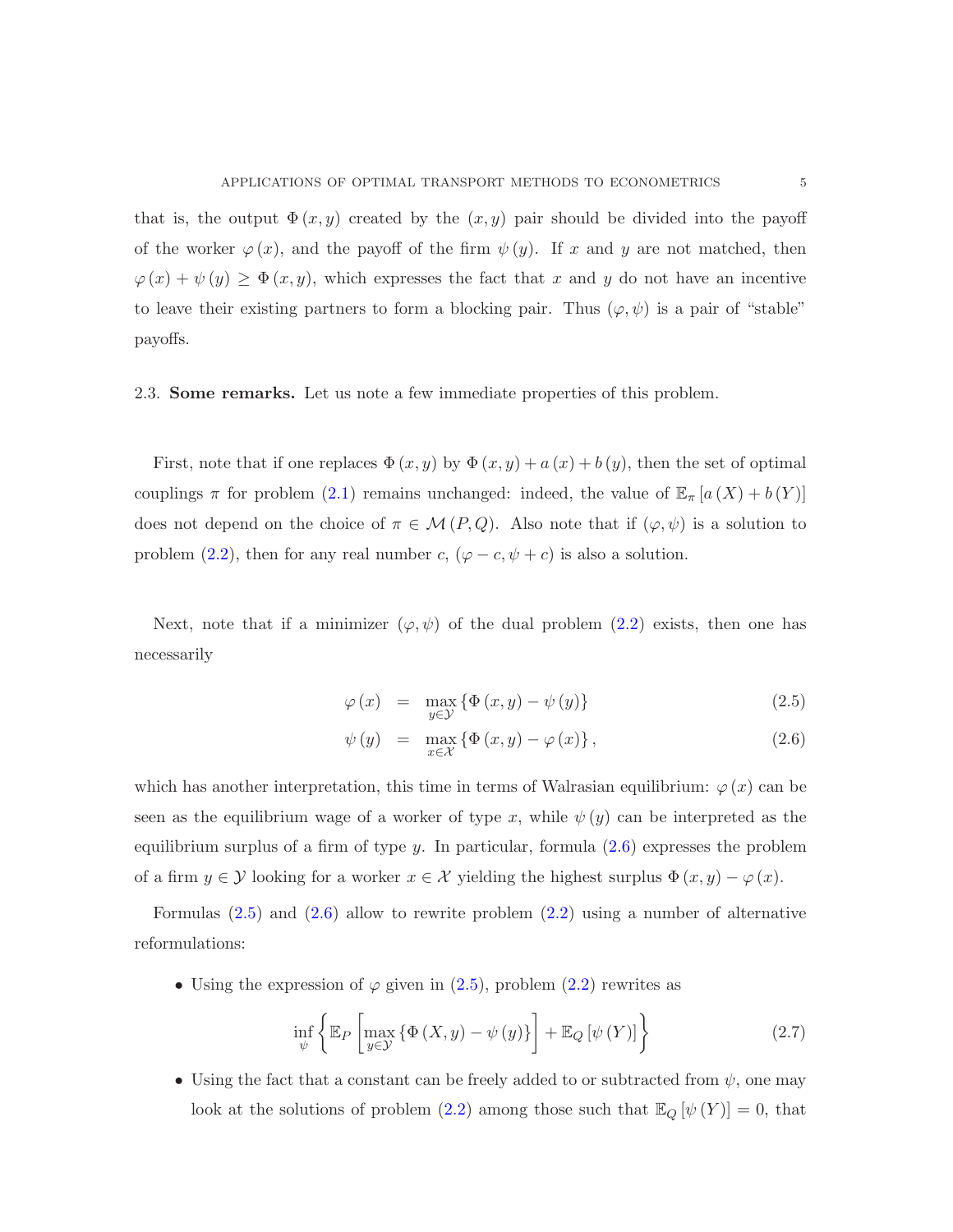that is, the output $\Phi(x, y)$ created by the $(x, y)$ pair should be divided into the payoff of the worker $\varphi(x)$, and the payoff of the firm $\psi(y)$. If $x$ and $y$ are not matched, then $\varphi(x) + \psi(y) \geq \Phi(x, y)$, which expresses the fact that $x$ and $y$ do not have an incentive to leave their existing partners to form a blocking pair. Thus $(\varphi, \psi)$ is a pair of "stable" payoffs.

2.3. **Some remarks.** Let us note a few immediate properties of this problem.

First, note that if one replaces $\Phi(x, y)$ by $\Phi(x, y) + a(x) + b(y)$, then the set of optimal couplings $\pi$ for problem (2.1) remains unchanged: indeed, the value of $\mathbb{E}_\pi[a(X) + b(Y)]$ does not depend on the choice of $\pi \in \mathcal{M}(P, Q)$. Also note that if $(\varphi, \psi)$ is a solution to problem (2.2), then for any real number $c$, $(\varphi - c, \psi + c)$ is also a solution.

Next, note that if a minimizer $(\varphi, \psi)$ of the dual problem (2.2) exists, then one has necessarily

$$\varphi(x) = \max_{y \in \mathcal{Y}} \{\Phi(x, y) - \psi(y)\} \tag{2.5}$$

$$\psi(y) = \max_{x \in \mathcal{X}} \{\Phi(x, y) - \varphi(x)\}, \tag{2.6}$$

which has another interpretation, this time in terms of Walrasian equilibrium: $\varphi(x)$ can be seen as the equilibrium wage of a worker of type $x$, while $\psi(y)$ can be interpreted as the equilibrium surplus of a firm of type $y$. In particular, formula (2.6) expresses the problem of a firm $y \in \mathcal{Y}$ looking for a worker $x \in \mathcal{X}$ yielding the highest surplus $\Phi(x, y) - \varphi(x)$.

Formulas (2.5) and (2.6) allow to rewrite problem (2.2) using a number of alternative reformulations:

- Using the expression of $\varphi$ given in (2.5), problem (2.2) rewrites as

$$\inf_{\psi} \left\{ \mathbb{E}_P \left[ \max_{y \in \mathcal{Y}} \{\Phi(X, y) - \psi(y)\} \right] + \mathbb{E}_Q[\psi(Y)] \right\} \tag{2.7}$$

- Using the fact that a constant can be freely added to or subtracted from $\psi$, one may look at the solutions of problem (2.2) among those such that $\mathbb{E}_Q[\psi(Y)] = 0$, that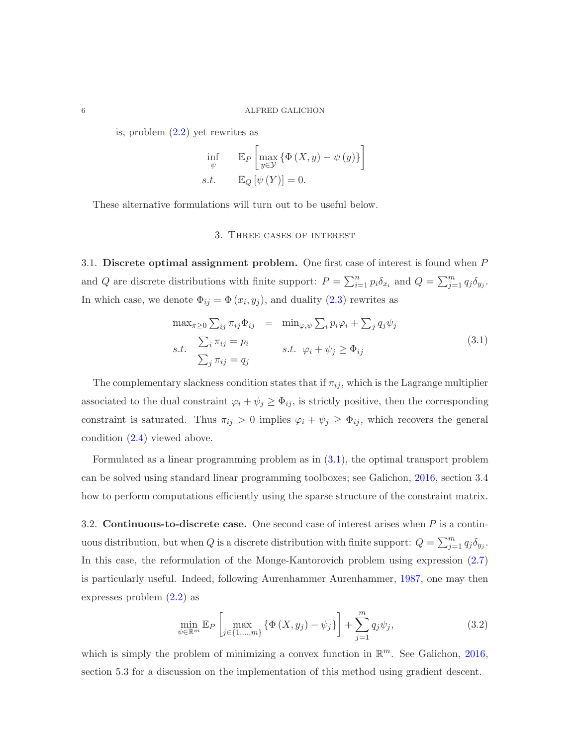is, problem (2.2) yet rewrites as

$$\begin{array}{ll} \inf_{\psi} & \mathbb{E}_P\left[\max_{y\in\mathcal{Y}}\left\{\Phi\left(X,y\right)-\psi\left(y\right)\right\}\right] \\ s.t. & \mathbb{E}_Q\left[\psi\left(Y\right)\right]=0. \end{array}$$

These alternative formulations will turn out to be useful below.

## 3. Three cases of interest

3.1. **Discrete optimal assignment problem.** One first case of interest is found when $P$ and $Q$ are discrete distributions with finite support: $P=\sum_{i=1}^{n}p_i\delta_{x_i}$ and $Q=\sum_{j=1}^{m}q_j\delta_{y_j}$. In which case, we denote $\Phi_{ij}=\Phi\left(x_i,y_j\right)$, and duality (2.3) rewrites as

$$\begin{array}{rcl} \max_{\pi\geq 0}\sum_{ij}\pi_{ij}\Phi_{ij} & = & \min_{\varphi,\psi}\sum_i p_i\varphi_i+\sum_j q_j\psi_j \\ s.t.\quad \begin{array}{l}\sum_i \pi_{ij}=p_i \\ \sum_j \pi_{ij}=q_j\end{array} & & s.t.\ \ \varphi_i+\psi_j\geq\Phi_{ij} \end{array} \tag{3.1}$$

The complementary slackness condition states that if $\pi_{ij}$, which is the Lagrange multiplier associated to the dual constraint $\varphi_i+\psi_j\geq\Phi_{ij}$, is strictly positive, then the corresponding constraint is saturated. Thus $\pi_{ij}>0$ implies $\varphi_i+\psi_j\geq\Phi_{ij}$, which recovers the general condition (2.4) viewed above.

Formulated as a linear programming problem as in (3.1), the optimal transport problem can be solved using standard linear programming toolboxes; see Galichon, 2016, section 3.4 how to perform computations efficiently using the sparse structure of the constraint matrix.

3.2. **Continuous-to-discrete case.** One second case of interest arises when $P$ is a continuous distribution, but when $Q$ is a discrete distribution with finite support: $Q=\sum_{j=1}^{m}q_j\delta_{y_j}$. In this case, the reformulation of the Monge-Kantorovich problem using expression (2.7) is particularly useful. Indeed, following Aurenhammer Aurenhammer, 1987, one may then expresses problem (2.2) as

$$\min_{\psi\in\mathbb{R}^m}\mathbb{E}_P\left[\max_{j\in\{1,\ldots,m\}}\left\{\Phi\left(X,y_j\right)-\psi_j\right\}\right]+\sum_{j=1}^{m}q_j\psi_j, \tag{3.2}$$

which is simply the problem of minimizing a convex function in $\mathbb{R}^m$. See Galichon, 2016, section 5.3 for a discussion on the implementation of this method using gradient descent.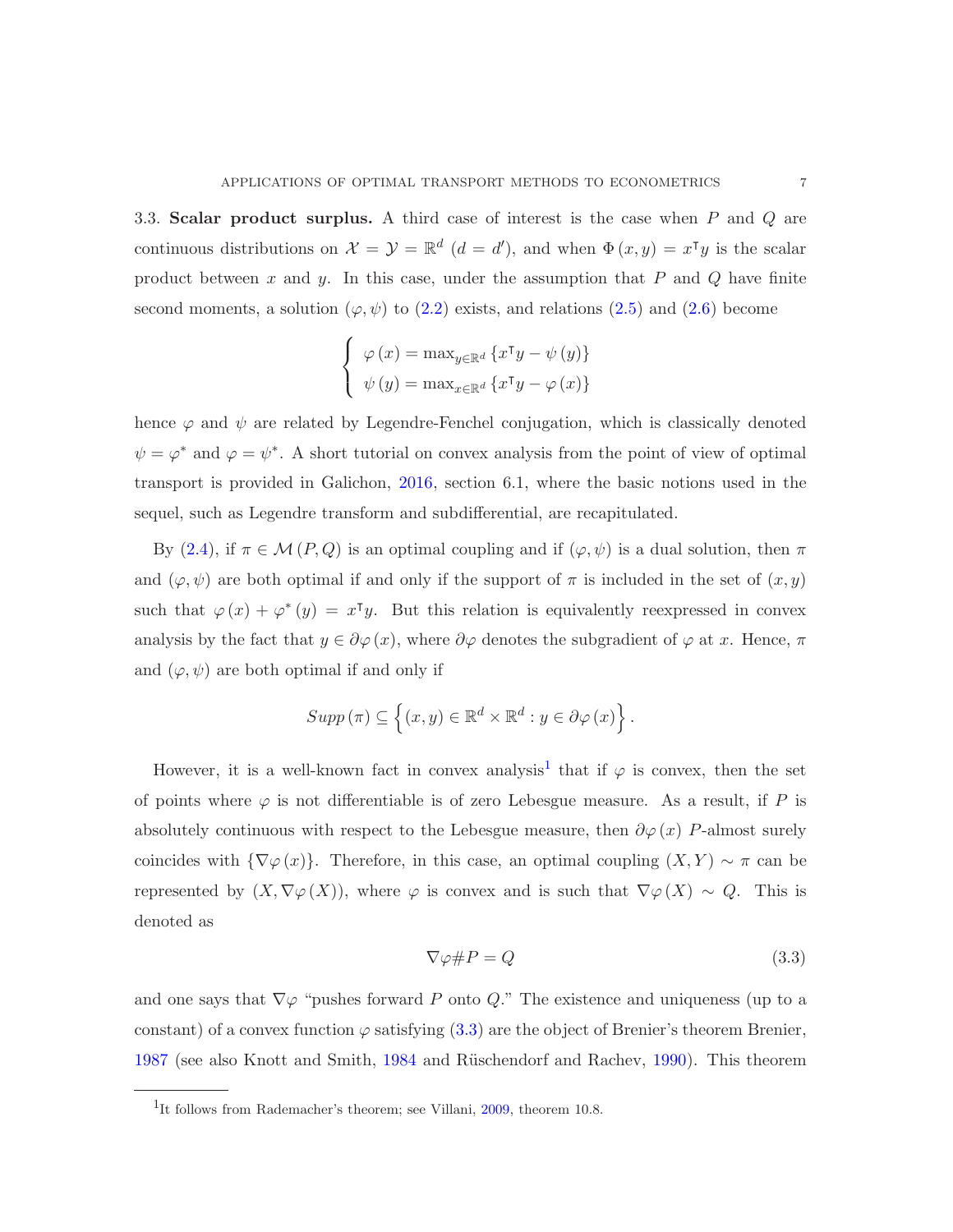### 3.3. Scalar product surplus.

A third case of interest is the case when $P$ and $Q$ are continuous distributions on $\mathcal{X} = \mathcal{Y} = \mathbb{R}^d$ ($d = d'$), and when $\Phi(x, y) = x^\intercal y$ is the scalar product between $x$ and $y$. In this case, under the assumption that $P$ and $Q$ have finite second moments, a solution $(\varphi, \psi)$ to (2.2) exists, and relations (2.5) and (2.6) become

$$
\begin{cases}
\varphi(x) = \max_{y \in \mathbb{R}^d} \{x^\intercal y - \psi(y)\} \\
\psi(y) = \max_{x \in \mathbb{R}^d} \{x^\intercal y - \varphi(x)\}
\end{cases}
$$

hence $\varphi$ and $\psi$ are related by Legendre-Fenchel conjugation, which is classically denoted $\psi = \varphi^*$ and $\varphi = \psi^*$. A short tutorial on convex analysis from the point of view of optimal transport is provided in Galichon, 2016, section 6.1, where the basic notions used in the sequel, such as Legendre transform and subdifferential, are recapitulated.

By (2.4), if $\pi \in \mathcal{M}(P, Q)$ is an optimal coupling and if $(\varphi, \psi)$ is a dual solution, then $\pi$ and $(\varphi, \psi)$ are both optimal if and only if the support of $\pi$ is included in the set of $(x, y)$ such that $\varphi(x) + \varphi^*(y) = x^\intercal y$. But this relation is equivalently reexpressed in convex analysis by the fact that $y \in \partial\varphi(x)$, where $\partial\varphi$ denotes the subgradient of $\varphi$ at $x$. Hence, $\pi$ and $(\varphi, \psi)$ are both optimal if and only if

$$
Supp(\pi) \subseteq \left\{ (x, y) \in \mathbb{R}^d \times \mathbb{R}^d : y \in \partial\varphi(x) \right\}.
$$

However, it is a well-known fact in convex analysis[1] that if $\varphi$ is convex, then the set of points where $\varphi$ is not differentiable is of zero Lebesgue measure. As a result, if $P$ is absolutely continuous with respect to the Lebesgue measure, then $\partial\varphi(x)$ $P$-almost surely coincides with $\{\nabla\varphi(x)\}$. Therefore, in this case, an optimal coupling $(X, Y) \sim \pi$ can be represented by $(X, \nabla\varphi(X))$, where $\varphi$ is convex and is such that $\nabla\varphi(X) \sim Q$. This is denoted as

$$
\nabla\varphi \# P = Q \tag{3.3}
$$

and one says that $\nabla\varphi$ "pushes forward $P$ onto $Q$." The existence and uniqueness (up to a constant) of a convex function $\varphi$ satisfying (3.3) are the object of Brenier's theorem Brenier, 1987 (see also Knott and Smith, 1984 and Rüschendorf and Rachev, 1990). This theorem

[1] It follows from Rademacher's theorem; see Villani, 2009, theorem 10.8.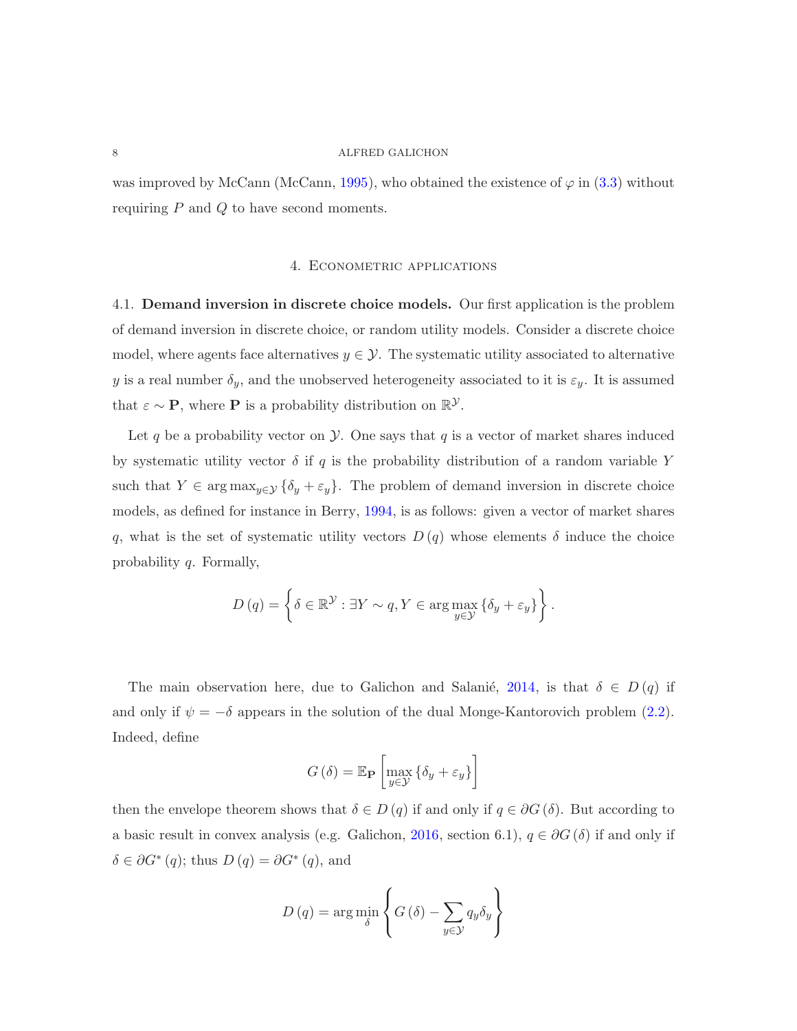was improved by McCann (McCann, 1995), who obtained the existence of $\varphi$ in (3.3) without requiring $P$ and $Q$ to have second moments.

## 4. Econometric applications

### 4.1. Demand inversion in discrete choice models.

Our first application is the problem of demand inversion in discrete choice, or random utility models. Consider a discrete choice model, where agents face alternatives $y \in \mathcal{Y}$. The systematic utility associated to alternative $y$ is a real number $\delta_y$, and the unobserved heterogeneity associated to it is $\varepsilon_y$. It is assumed that $\varepsilon \sim \mathbf{P}$, where $\mathbf{P}$ is a probability distribution on $\mathbb{R}^{\mathcal{Y}}$.

Let $q$ be a probability vector on $\mathcal{Y}$. One says that $q$ is a vector of market shares induced by systematic utility vector $\delta$ if $q$ is the probability distribution of a random variable $Y$ such that $Y \in \arg\max_{y \in \mathcal{Y}} \{\delta_y + \varepsilon_y\}$. The problem of demand inversion in discrete choice models, as defined for instance in Berry, 1994, is as follows: given a vector of market shares $q$, what is the set of systematic utility vectors $D(q)$ whose elements $\delta$ induce the choice probability $q$. Formally,

$$D(q) = \left\{ \delta \in \mathbb{R}^{\mathcal{Y}} : \exists Y \sim q, Y \in \arg\max_{y \in \mathcal{Y}} \{\delta_y + \varepsilon_y\} \right\}.$$

The main observation here, due to Galichon and Salanié, 2014, is that $\delta \in D(q)$ if and only if $\psi = -\delta$ appears in the solution of the dual Monge-Kantorovich problem (2.2). Indeed, define

$$G(\delta) = \mathbb{E}_{\mathbf{P}} \left[ \max_{y \in \mathcal{Y}} \{\delta_y + \varepsilon_y\} \right]$$

then the envelope theorem shows that $\delta \in D(q)$ if and only if $q \in \partial G(\delta)$. But according to a basic result in convex analysis (e.g. Galichon, 2016, section 6.1), $q \in \partial G(\delta)$ if and only if $\delta \in \partial G^*(q)$; thus $D(q) = \partial G^*(q)$, and

$$D(q) = \arg\min_{\delta} \left\{ G(\delta) - \sum_{y \in \mathcal{Y}} q_y \delta_y \right\}$$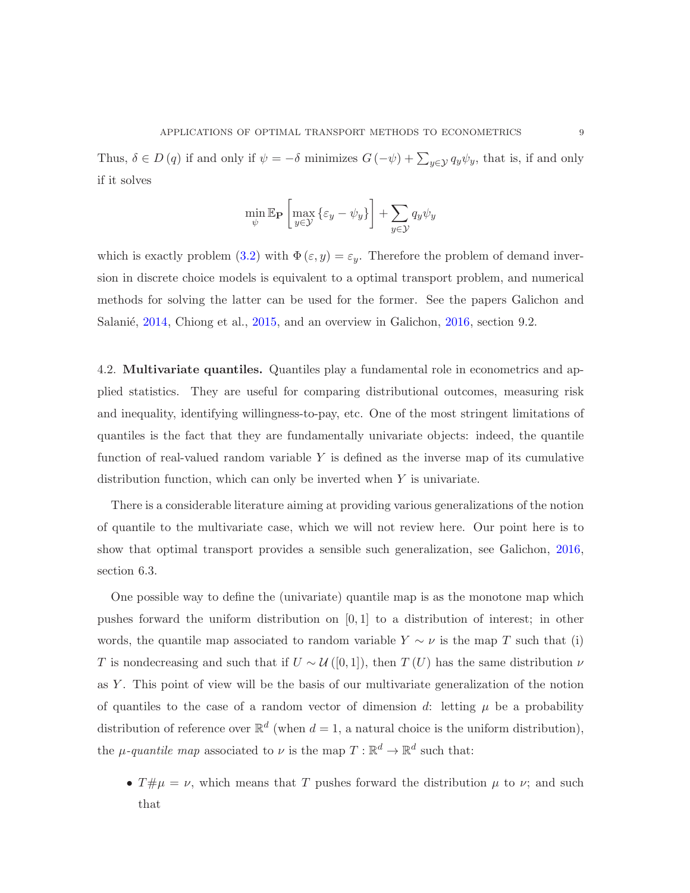Thus, $\delta \in D(q)$ if and only if $\psi = -\delta$ minimizes $G(-\psi) + \sum_{y \in \mathcal{Y}} q_y \psi_y$, that is, if and only if it solves

$$\min_{\psi} \mathbb{E}_{\mathbf{P}} \left[ \max_{y \in \mathcal{Y}} \{ \varepsilon_y - \psi_y \} \right] + \sum_{y \in \mathcal{Y}} q_y \psi_y$$

which is exactly problem (3.2) with $\Phi(\varepsilon, y) = \varepsilon_y$. Therefore the problem of demand inversion in discrete choice models is equivalent to a optimal transport problem, and numerical methods for solving the latter can be used for the former. See the papers Galichon and Salanié, 2014, Chiong et al., 2015, and an overview in Galichon, 2016, section 9.2.

4.2. **Multivariate quantiles.** Quantiles play a fundamental role in econometrics and applied statistics. They are useful for comparing distributional outcomes, measuring risk and inequality, identifying willingness-to-pay, etc. One of the most stringent limitations of quantiles is the fact that they are fundamentally univariate objects: indeed, the quantile function of real-valued random variable $Y$ is defined as the inverse map of its cumulative distribution function, which can only be inverted when $Y$ is univariate.

There is a considerable literature aiming at providing various generalizations of the notion of quantile to the multivariate case, which we will not review here. Our point here is to show that optimal transport provides a sensible such generalization, see Galichon, 2016, section 6.3.

One possible way to define the (univariate) quantile map is as the monotone map which pushes forward the uniform distribution on $[0, 1]$ to a distribution of interest; in other words, the quantile map associated to random variable $Y \sim \nu$ is the map $T$ such that (i) $T$ is nondecreasing and such that if $U \sim \mathcal{U}([0, 1])$, then $T(U)$ has the same distribution $\nu$ as $Y$. This point of view will be the basis of our multivariate generalization of the notion of quantiles to the case of a random vector of dimension $d$: letting $\mu$ be a probability distribution of reference over $\mathbb{R}^d$ (when $d = 1$, a natural choice is the uniform distribution), the *$\mu$-quantile map* associated to $\nu$ is the map $T : \mathbb{R}^d \to \mathbb{R}^d$ such that:

- $T\#\mu = \nu$, which means that $T$ pushes forward the distribution $\mu$ to $\nu$; and such that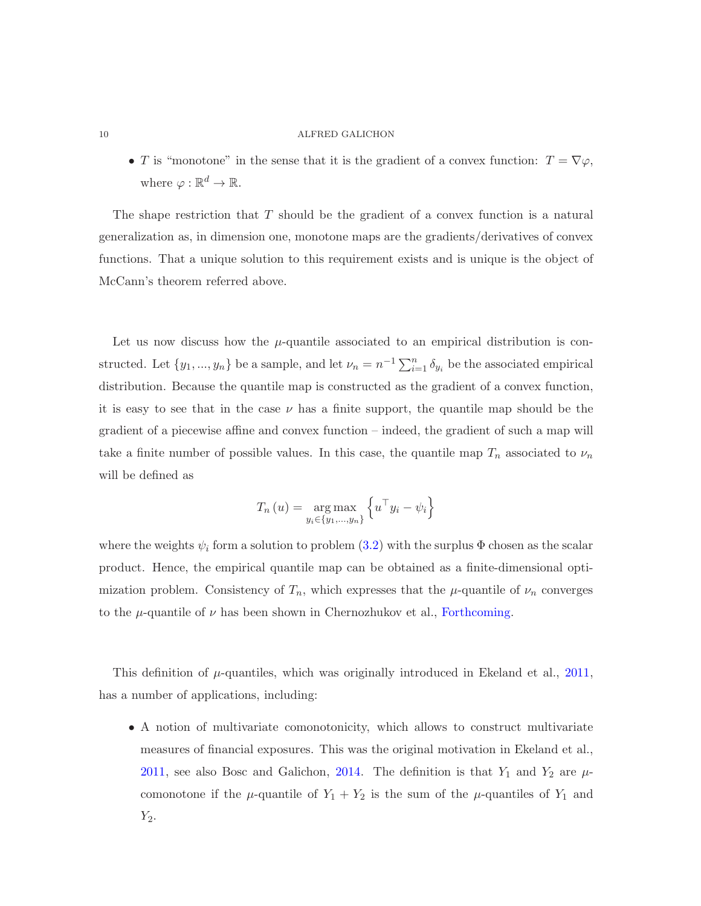- $T$ is "monotone" in the sense that it is the gradient of a convex function: $T = \nabla\varphi$, where $\varphi : \mathbb{R}^d \to \mathbb{R}$.

The shape restriction that $T$ should be the gradient of a convex function is a natural generalization as, in dimension one, monotone maps are the gradients/derivatives of convex functions. That a unique solution to this requirement exists and is unique is the object of McCann's theorem referred above.

Let us now discuss how the $\mu$-quantile associated to an empirical distribution is constructed. Let $\{y_1, ..., y_n\}$ be a sample, and let $\nu_n = n^{-1} \sum_{i=1}^{n} \delta_{y_i}$ be the associated empirical distribution. Because the quantile map is constructed as the gradient of a convex function, it is easy to see that in the case $\nu$ has a finite support, the quantile map should be the gradient of a piecewise affine and convex function – indeed, the gradient of such a map will take a finite number of possible values. In this case, the quantile map $T_n$ associated to $\nu_n$ will be defined as

$$T_n(u) = \underset{y_i \in \{y_1, ..., y_n\}}{\arg\max} \left\{ u^\top y_i - \psi_i \right\}$$

where the weights $\psi_i$ form a solution to problem (3.2) with the surplus $\Phi$ chosen as the scalar product. Hence, the empirical quantile map can be obtained as a finite-dimensional optimization problem. Consistency of $T_n$, which expresses that the $\mu$-quantile of $\nu_n$ converges to the $\mu$-quantile of $\nu$ has been shown in Chernozhukov et al., Forthcoming.

This definition of $\mu$-quantiles, which was originally introduced in Ekeland et al., 2011, has a number of applications, including:

- A notion of multivariate comonotonicity, which allows to construct multivariate measures of financial exposures. This was the original motivation in Ekeland et al., 2011, see also Bosc and Galichon, 2014. The definition is that $Y_1$ and $Y_2$ are $\mu$-comonotone if the $\mu$-quantile of $Y_1 + Y_2$ is the sum of the $\mu$-quantiles of $Y_1$ and $Y_2$.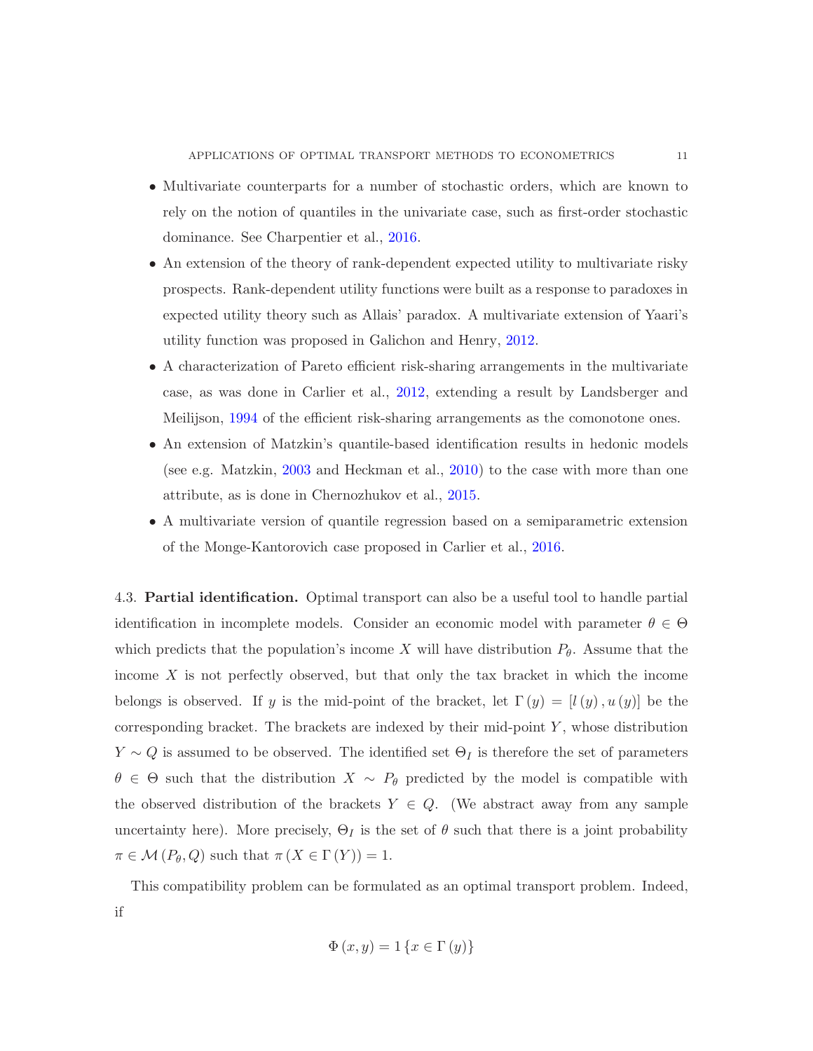- Multivariate counterparts for a number of stochastic orders, which are known to rely on the notion of quantiles in the univariate case, such as first-order stochastic dominance. See Charpentier et al., 2016.
- An extension of the theory of rank-dependent expected utility to multivariate risky prospects. Rank-dependent utility functions were built as a response to paradoxes in expected utility theory such as Allais' paradox. A multivariate extension of Yaari's utility function was proposed in Galichon and Henry, 2012.
- A characterization of Pareto efficient risk-sharing arrangements in the multivariate case, as was done in Carlier et al., 2012, extending a result by Landsberger and Meilijson, 1994 of the efficient risk-sharing arrangements as the comonotone ones.
- An extension of Matzkin's quantile-based identification results in hedonic models (see e.g. Matzkin, 2003 and Heckman et al., 2010) to the case with more than one attribute, as is done in Chernozhukov et al., 2015.
- A multivariate version of quantile regression based on a semiparametric extension of the Monge-Kantorovich case proposed in Carlier et al., 2016.

4.3. **Partial identification.** Optimal transport can also be a useful tool to handle partial identification in incomplete models. Consider an economic model with parameter $\theta \in \Theta$ which predicts that the population's income $X$ will have distribution $P_\theta$. Assume that the income $X$ is not perfectly observed, but that only the tax bracket in which the income belongs is observed. If $y$ is the mid-point of the bracket, let $\Gamma(y) = [l(y), u(y)]$ be the corresponding bracket. The brackets are indexed by their mid-point $Y$, whose distribution $Y \sim Q$ is assumed to be observed. The identified set $\Theta_I$ is therefore the set of parameters $\theta \in \Theta$ such that the distribution $X \sim P_\theta$ predicted by the model is compatible with the observed distribution of the brackets $Y \in Q$. (We abstract away from any sample uncertainty here). More precisely, $\Theta_I$ is the set of $\theta$ such that there is a joint probability $\pi \in \mathcal{M}(P_\theta, Q)$ such that $\pi(X \in \Gamma(Y)) = 1$.

This compatibility problem can be formulated as an optimal transport problem. Indeed, if

$$\Phi(x, y) = 1\{x \in \Gamma(y)\}$$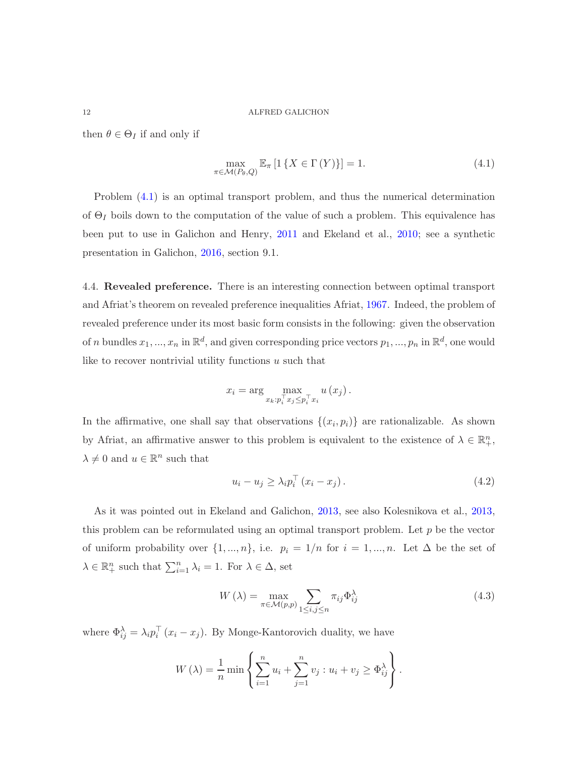then $\theta \in \Theta_I$ if and only if

$$\max_{\pi \in \mathcal{M}(P_\theta, Q)} \mathbb{E}_\pi \left[ 1 \left\{ X \in \Gamma(Y) \right\} \right] = 1. \tag{4.1}$$

Problem (4.1) is an optimal transport problem, and thus the numerical determination of $\Theta_I$ boils down to the computation of the value of such a problem. This equivalence has been put to use in Galichon and Henry, 2011 and Ekeland et al., 2010; see a synthetic presentation in Galichon, 2016, section 9.1.

4.4. **Revealed preference.** There is an interesting connection between optimal transport and Afriat's theorem on revealed preference inequalities Afriat, 1967. Indeed, the problem of revealed preference under its most basic form consists in the following: given the observation of $n$ bundles $x_1, ..., x_n$ in $\mathbb{R}^d$, and given corresponding price vectors $p_1, ..., p_n$ in $\mathbb{R}^d$, one would like to recover nontrivial utility functions $u$ such that

$$x_i = \arg \max_{x_k : p_i^\top x_j \leq p_i^\top x_i} u(x_j).$$

In the affirmative, one shall say that observations $\{(x_i, p_i)\}$ are rationalizable. As shown by Afriat, an affirmative answer to this problem is equivalent to the existence of $\lambda \in \mathbb{R}_+^n$, $\lambda \neq 0$ and $u \in \mathbb{R}^n$ such that

$$u_i - u_j \geq \lambda_i p_i^\top (x_i - x_j). \tag{4.2}$$

As it was pointed out in Ekeland and Galichon, 2013, see also Kolesnikova et al., 2013, this problem can be reformulated using an optimal transport problem. Let $p$ be the vector of uniform probability over $\{1, ..., n\}$, i.e. $p_i = 1/n$ for $i = 1, ..., n$. Let $\Delta$ be the set of $\lambda \in \mathbb{R}_+^n$ such that $\sum_{i=1}^n \lambda_i = 1$. For $\lambda \in \Delta$, set

$$W(\lambda) = \max_{\pi \in \mathcal{M}(p,p)} \sum_{1 \leq i,j \leq n} \pi_{ij} \Phi_{ij}^\lambda \tag{4.3}$$

where $\Phi_{ij}^\lambda = \lambda_i p_i^\top (x_i - x_j)$. By Monge-Kantorovich duality, we have

$$W(\lambda) = \frac{1}{n} \min \left\{ \sum_{i=1}^n u_i + \sum_{j=1}^n v_j : u_i + v_j \geq \Phi_{ij}^\lambda \right\}.$$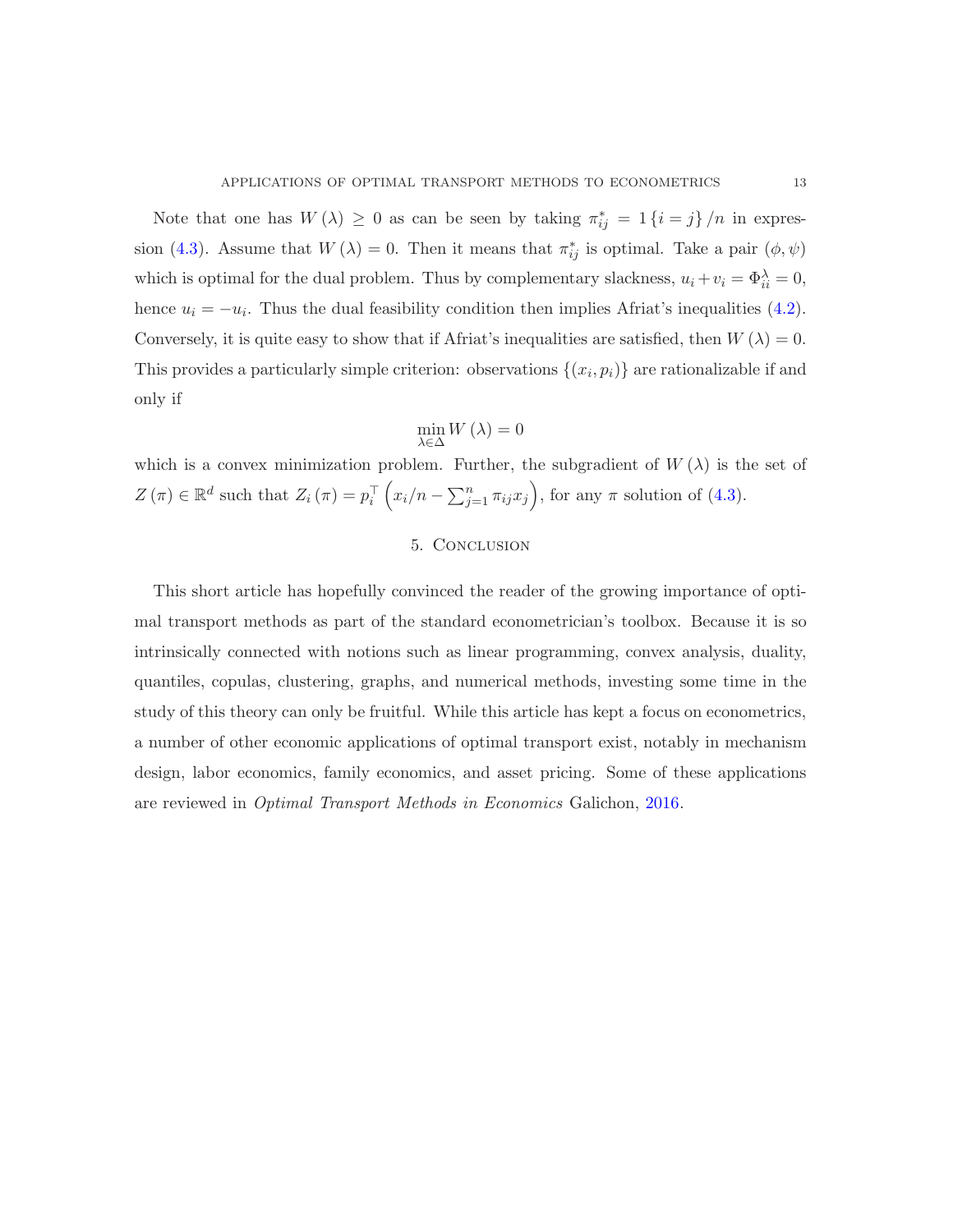Note that one has $W(\lambda) \geq 0$ as can be seen by taking $\pi^*_{ij} = 1\{i = j\}/n$ in expression (4.3). Assume that $W(\lambda) = 0$. Then it means that $\pi^*_{ij}$ is optimal. Take a pair $(\phi, \psi)$ which is optimal for the dual problem. Thus by complementary slackness, $u_i + v_i = \Phi^{\lambda}_{ii} = 0$, hence $u_i = -u_i$. Thus the dual feasibility condition then implies Afriat's inequalities (4.2). Conversely, it is quite easy to show that if Afriat's inequalities are satisfied, then $W(\lambda) = 0$. This provides a particularly simple criterion: observations $\{(x_i, p_i)\}$ are rationalizable if and only if

$$\min_{\lambda \in \Delta} W(\lambda) = 0$$

which is a convex minimization problem. Further, the subgradient of $W(\lambda)$ is the set of $Z(\pi) \in \mathbb{R}^d$ such that $Z_i(\pi) = p_i^\top \left( x_i/n - \sum_{j=1}^n \pi_{ij} x_j \right)$, for any $\pi$ solution of (4.3).

## 5. Conclusion

This short article has hopefully convinced the reader of the growing importance of optimal transport methods as part of the standard econometrician's toolbox. Because it is so intrinsically connected with notions such as linear programming, convex analysis, duality, quantiles, copulas, clustering, graphs, and numerical methods, investing some time in the study of this theory can only be fruitful. While this article has kept a focus on econometrics, a number of other economic applications of optimal transport exist, notably in mechanism design, labor economics, family economics, and asset pricing. Some of these applications are reviewed in *Optimal Transport Methods in Economics* Galichon, 2016.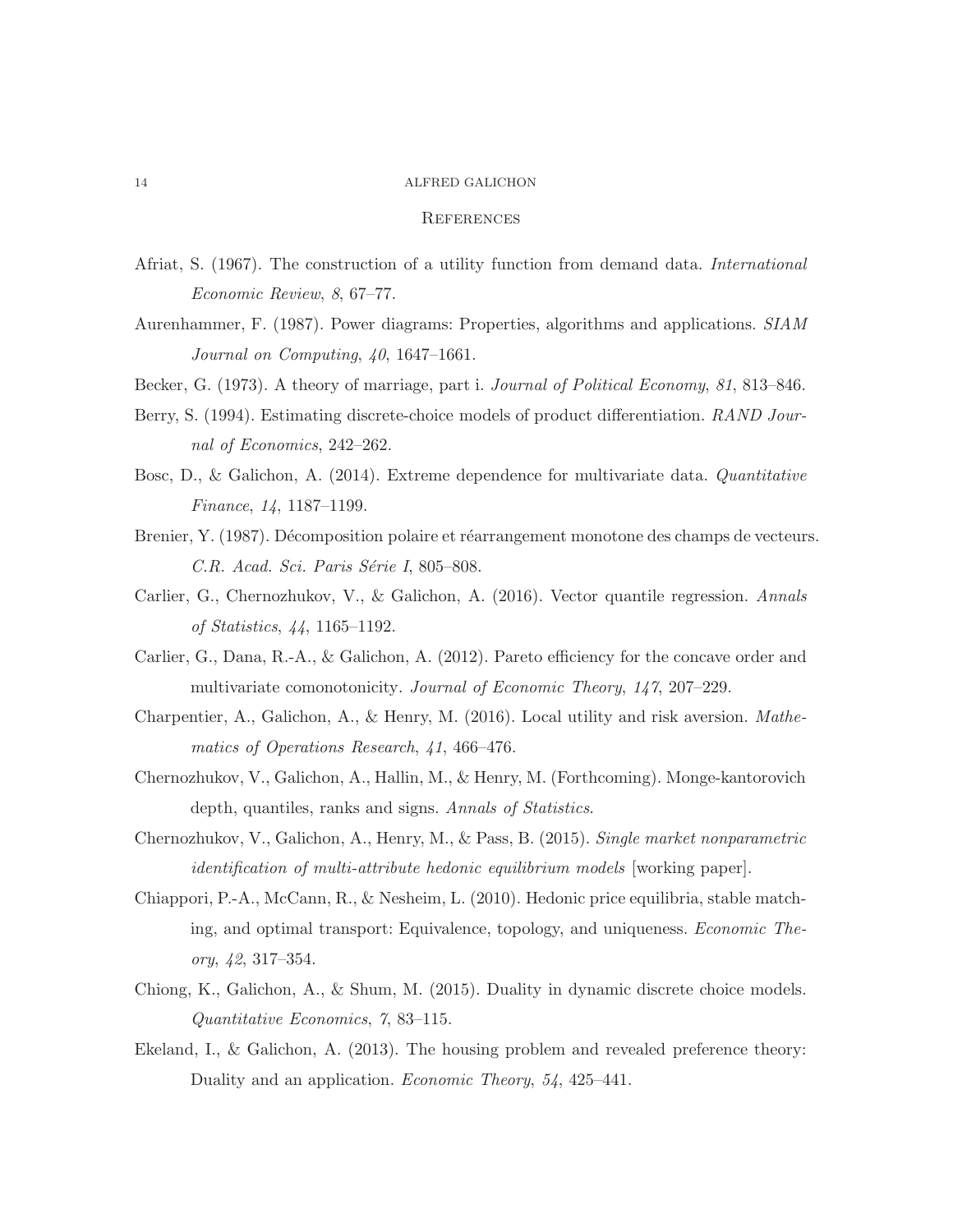## References

Afriat, S. (1967). The construction of a utility function from demand data. *International Economic Review*, *8*, 67–77.

Aurenhammer, F. (1987). Power diagrams: Properties, algorithms and applications. *SIAM Journal on Computing*, *40*, 1647–1661.

Becker, G. (1973). A theory of marriage, part i. *Journal of Political Economy*, *81*, 813–846.

Berry, S. (1994). Estimating discrete-choice models of product differentiation. *RAND Journal of Economics*, 242–262.

Bosc, D., & Galichon, A. (2014). Extreme dependence for multivariate data. *Quantitative Finance*, *14*, 1187–1199.

Brenier, Y. (1987). Décomposition polaire et réarrangement monotone des champs de vecteurs. *C.R. Acad. Sci. Paris Série I*, 805–808.

Carlier, G., Chernozhukov, V., & Galichon, A. (2016). Vector quantile regression. *Annals of Statistics*, *44*, 1165–1192.

Carlier, G., Dana, R.-A., & Galichon, A. (2012). Pareto efficiency for the concave order and multivariate comonotonicity. *Journal of Economic Theory*, *147*, 207–229.

Charpentier, A., Galichon, A., & Henry, M. (2016). Local utility and risk aversion. *Mathematics of Operations Research*, *41*, 466–476.

Chernozhukov, V., Galichon, A., Hallin, M., & Henry, M. (Forthcoming). Monge-kantorovich depth, quantiles, ranks and signs. *Annals of Statistics*.

Chernozhukov, V., Galichon, A., Henry, M., & Pass, B. (2015). *Single market nonparametric identification of multi-attribute hedonic equilibrium models* [working paper].

Chiappori, P.-A., McCann, R., & Nesheim, L. (2010). Hedonic price equilibria, stable matching, and optimal transport: Equivalence, topology, and uniqueness. *Economic Theory*, *42*, 317–354.

Chiong, K., Galichon, A., & Shum, M. (2015). Duality in dynamic discrete choice models. *Quantitative Economics*, *7*, 83–115.

Ekeland, I., & Galichon, A. (2013). The housing problem and revealed preference theory: Duality and an application. *Economic Theory*, *54*, 425–441.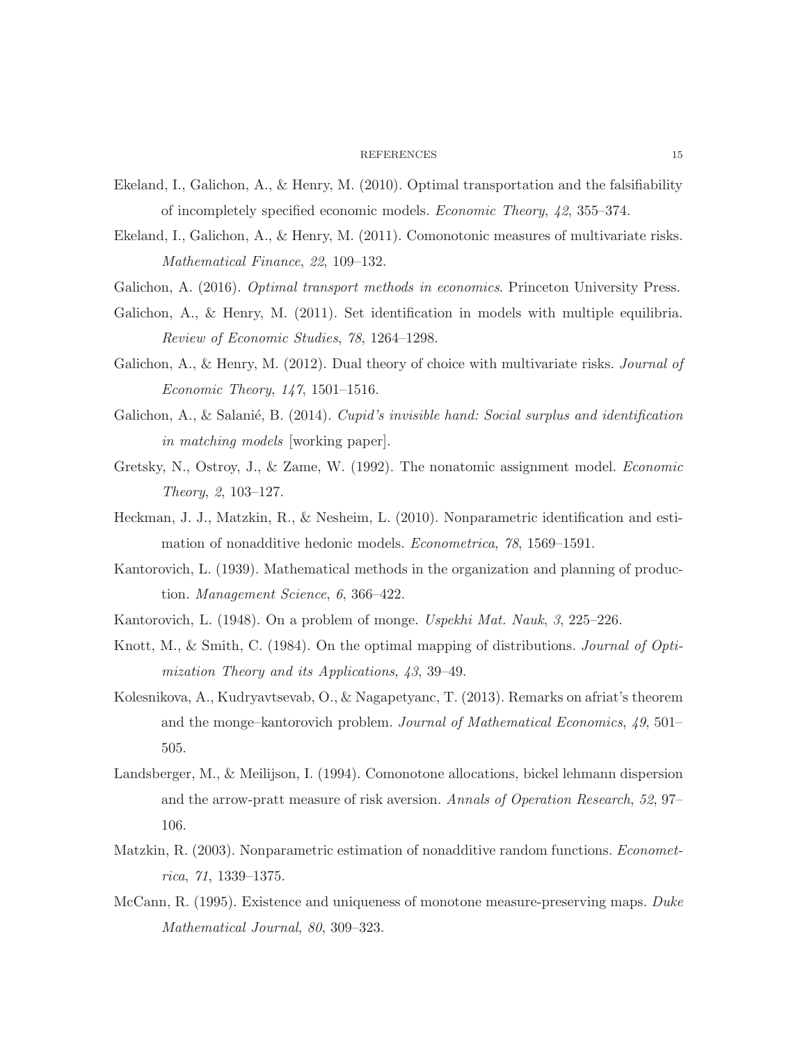Ekeland, I., Galichon, A., & Henry, M. (2010). Optimal transportation and the falsifiability of incompletely specified economic models. *Economic Theory*, *42*, 355–374.

Ekeland, I., Galichon, A., & Henry, M. (2011). Comonotonic measures of multivariate risks. *Mathematical Finance*, *22*, 109–132.

Galichon, A. (2016). *Optimal transport methods in economics*. Princeton University Press.

Galichon, A., & Henry, M. (2011). Set identification in models with multiple equilibria. *Review of Economic Studies*, *78*, 1264–1298.

Galichon, A., & Henry, M. (2012). Dual theory of choice with multivariate risks. *Journal of Economic Theory*, *147*, 1501–1516.

Galichon, A., & Salanié, B. (2014). *Cupid's invisible hand: Social surplus and identification in matching models* [working paper].

Gretsky, N., Ostroy, J., & Zame, W. (1992). The nonatomic assignment model. *Economic Theory*, *2*, 103–127.

Heckman, J. J., Matzkin, R., & Nesheim, L. (2010). Nonparametric identification and estimation of nonadditive hedonic models. *Econometrica*, *78*, 1569–1591.

Kantorovich, L. (1939). Mathematical methods in the organization and planning of production. *Management Science*, *6*, 366–422.

Kantorovich, L. (1948). On a problem of monge. *Uspekhi Mat. Nauk*, *3*, 225–226.

Knott, M., & Smith, C. (1984). On the optimal mapping of distributions. *Journal of Optimization Theory and its Applications*, *43*, 39–49.

Kolesnikova, A., Kudryavtsevab, O., & Nagapetyanc, T. (2013). Remarks on afriat's theorem and the monge–kantorovich problem. *Journal of Mathematical Economics*, *49*, 501–505.

Landsberger, M., & Meilijson, I. (1994). Comonotone allocations, bickel lehmann dispersion and the arrow-pratt measure of risk aversion. *Annals of Operation Research*, *52*, 97–106.

Matzkin, R. (2003). Nonparametric estimation of nonadditive random functions. *Econometrica*, *71*, 1339–1375.

McCann, R. (1995). Existence and uniqueness of monotone measure-preserving maps. *Duke Mathematical Journal*, *80*, 309–323.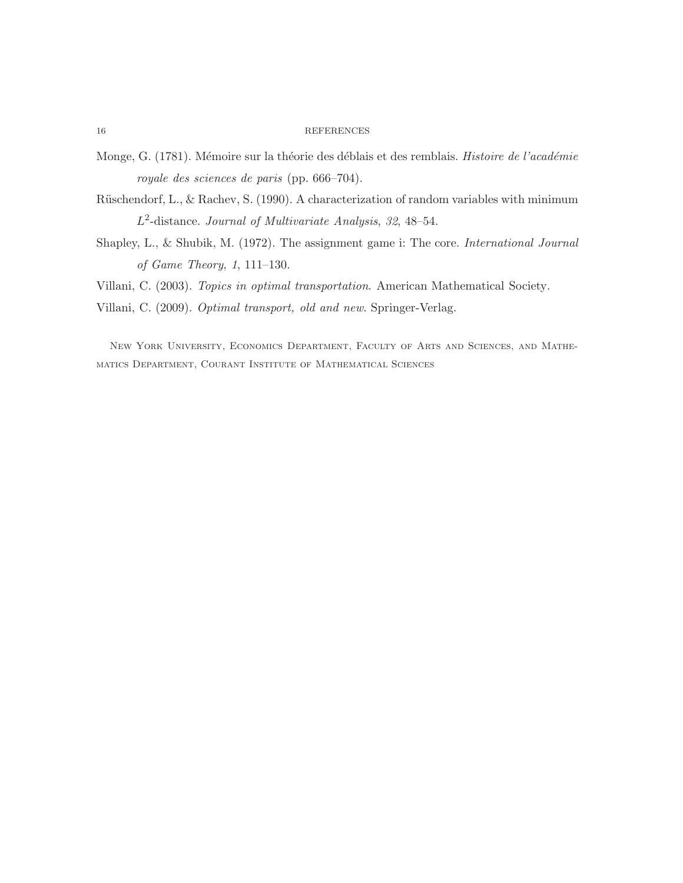Monge, G. (1781). Mémoire sur la théorie des déblais et des remblais. *Histoire de l'académie royale des sciences de paris* (pp. 666–704).

Rüschendorf, L., & Rachev, S. (1990). A characterization of random variables with minimum $L^2$-distance. *Journal of Multivariate Analysis*, *32*, 48–54.

Shapley, L., & Shubik, M. (1972). The assignment game i: The core. *International Journal of Game Theory*, *1*, 111–130.

Villani, C. (2003). *Topics in optimal transportation*. American Mathematical Society.

Villani, C. (2009). *Optimal transport, old and new*. Springer-Verlag.

New York University, Economics Department, Faculty of Arts and Sciences, and Mathematics Department, Courant Institute of Mathematical Sciences